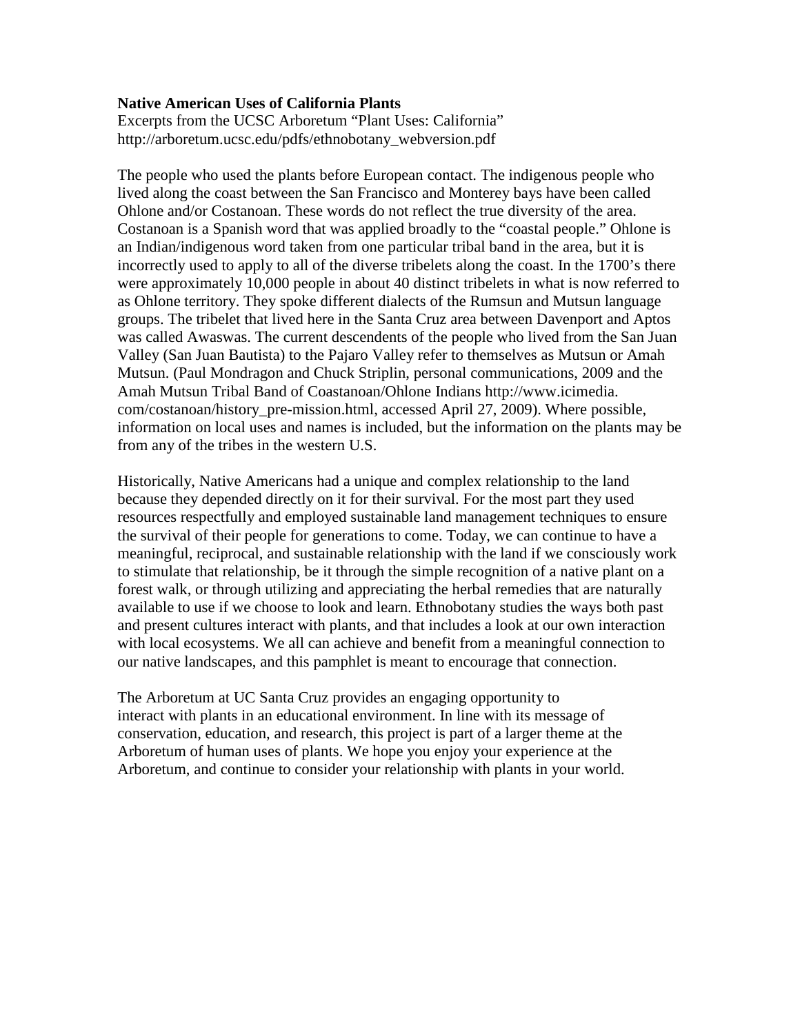**Native American Uses of California Plants**

Excerpts from the UCSC Arboretum "Plant Uses: California"
http://arboretum.ucsc.edu/pdfs/ethnobotany_webversion.pdf

The people who used the plants before European contact. The indigenous people who lived along the coast between the San Francisco and Monterey bays have been called Ohlone and/or Costanoan. These words do not reflect the true diversity of the area. Costanoan is a Spanish word that was applied broadly to the "coastal people." Ohlone is an Indian/indigenous word taken from one particular tribal band in the area, but it is incorrectly used to apply to all of the diverse tribelets along the coast. In the 1700's there were approximately 10,000 people in about 40 distinct tribelets in what is now referred to as Ohlone territory. They spoke different dialects of the Rumsun and Mutsun language groups. The tribelet that lived here in the Santa Cruz area between Davenport and Aptos was called Awaswas. The current descendents of the people who lived from the San Juan Valley (San Juan Bautista) to the Pajaro Valley refer to themselves as Mutsun or Amah Mutsun. (Paul Mondragon and Chuck Striplin, personal communications, 2009 and the Amah Mutsun Tribal Band of Coastanoan/Ohlone Indians http://www.icimedia.com/costanoan/history_pre-mission.html, accessed April 27, 2009). Where possible, information on local uses and names is included, but the information on the plants may be from any of the tribes in the western U.S.

Historically, Native Americans had a unique and complex relationship to the land because they depended directly on it for their survival. For the most part they used resources respectfully and employed sustainable land management techniques to ensure the survival of their people for generations to come. Today, we can continue to have a meaningful, reciprocal, and sustainable relationship with the land if we consciously work to stimulate that relationship, be it through the simple recognition of a native plant on a forest walk, or through utilizing and appreciating the herbal remedies that are naturally available to use if we choose to look and learn. Ethnobotany studies the ways both past and present cultures interact with plants, and that includes a look at our own interaction with local ecosystems. We all can achieve and benefit from a meaningful connection to our native landscapes, and this pamphlet is meant to encourage that connection.

The Arboretum at UC Santa Cruz provides an engaging opportunity to interact with plants in an educational environment. In line with its message of conservation, education, and research, this project is part of a larger theme at the Arboretum of human uses of plants. We hope you enjoy your experience at the Arboretum, and continue to consider your relationship with plants in your world.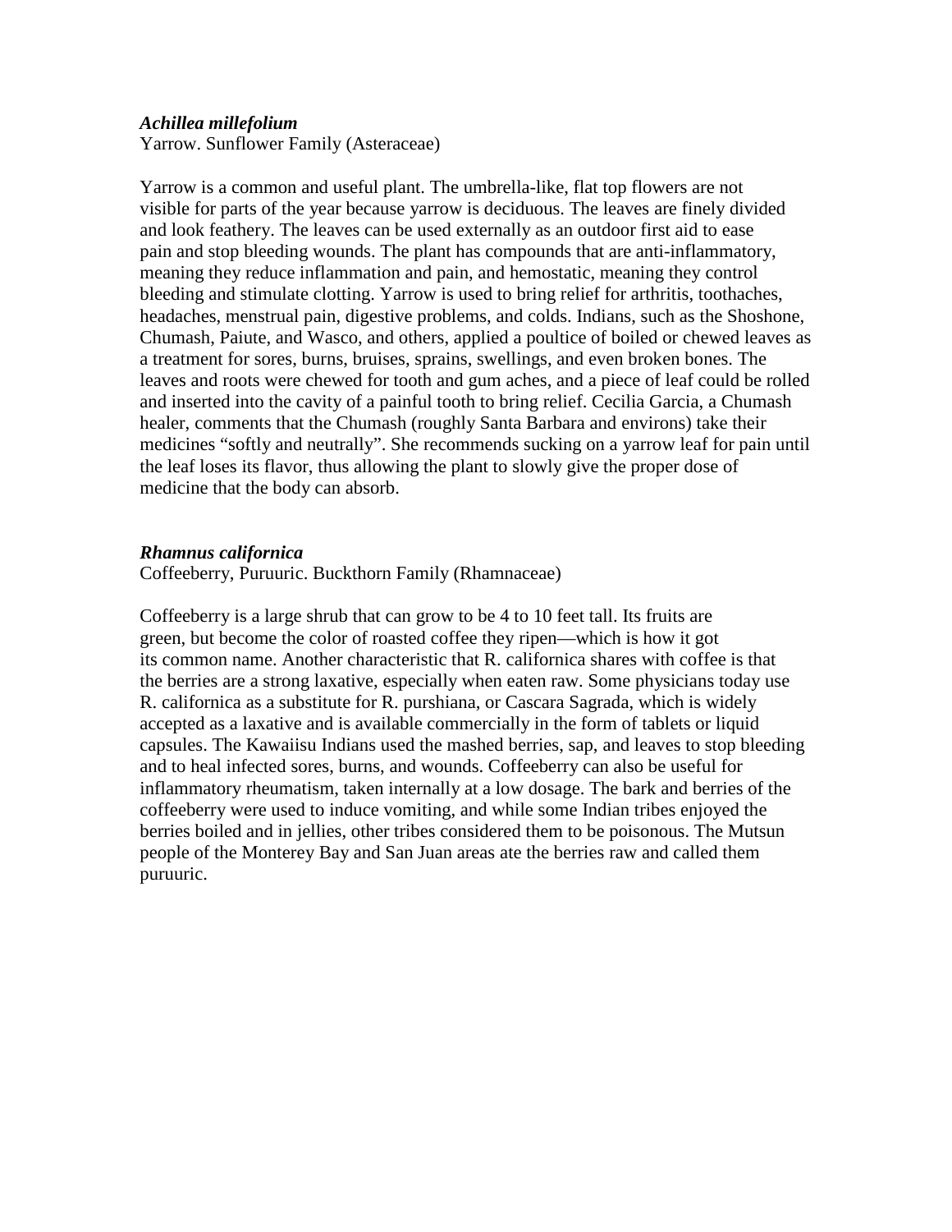***Achillea millefolium***
Yarrow. Sunflower Family (Asteraceae)

Yarrow is a common and useful plant. The umbrella-like, flat top flowers are not visible for parts of the year because yarrow is deciduous. The leaves are finely divided and look feathery. The leaves can be used externally as an outdoor first aid to ease pain and stop bleeding wounds. The plant has compounds that are anti-inflammatory, meaning they reduce inflammation and pain, and hemostatic, meaning they control bleeding and stimulate clotting. Yarrow is used to bring relief for arthritis, toothaches, headaches, menstrual pain, digestive problems, and colds. Indians, such as the Shoshone, Chumash, Paiute, and Wasco, and others, applied a poultice of boiled or chewed leaves as a treatment for sores, burns, bruises, sprains, swellings, and even broken bones. The leaves and roots were chewed for tooth and gum aches, and a piece of leaf could be rolled and inserted into the cavity of a painful tooth to bring relief. Cecilia Garcia, a Chumash healer, comments that the Chumash (roughly Santa Barbara and environs) take their medicines "softly and neutrally". She recommends sucking on a yarrow leaf for pain until the leaf loses its flavor, thus allowing the plant to slowly give the proper dose of medicine that the body can absorb.

***Rhamnus californica***
Coffeeberry, Puruuric. Buckthorn Family (Rhamnaceae)

Coffeeberry is a large shrub that can grow to be 4 to 10 feet tall. Its fruits are green, but become the color of roasted coffee they ripen—which is how it got its common name. Another characteristic that R. californica shares with coffee is that the berries are a strong laxative, especially when eaten raw. Some physicians today use R. californica as a substitute for R. purshiana, or Cascara Sagrada, which is widely accepted as a laxative and is available commercially in the form of tablets or liquid capsules. The Kawaiisu Indians used the mashed berries, sap, and leaves to stop bleeding and to heal infected sores, burns, and wounds. Coffeeberry can also be useful for inflammatory rheumatism, taken internally at a low dosage. The bark and berries of the coffeeberry were used to induce vomiting, and while some Indian tribes enjoyed the berries boiled and in jellies, other tribes considered them to be poisonous. The Mutsun people of the Monterey Bay and San Juan areas ate the berries raw and called them puruuric.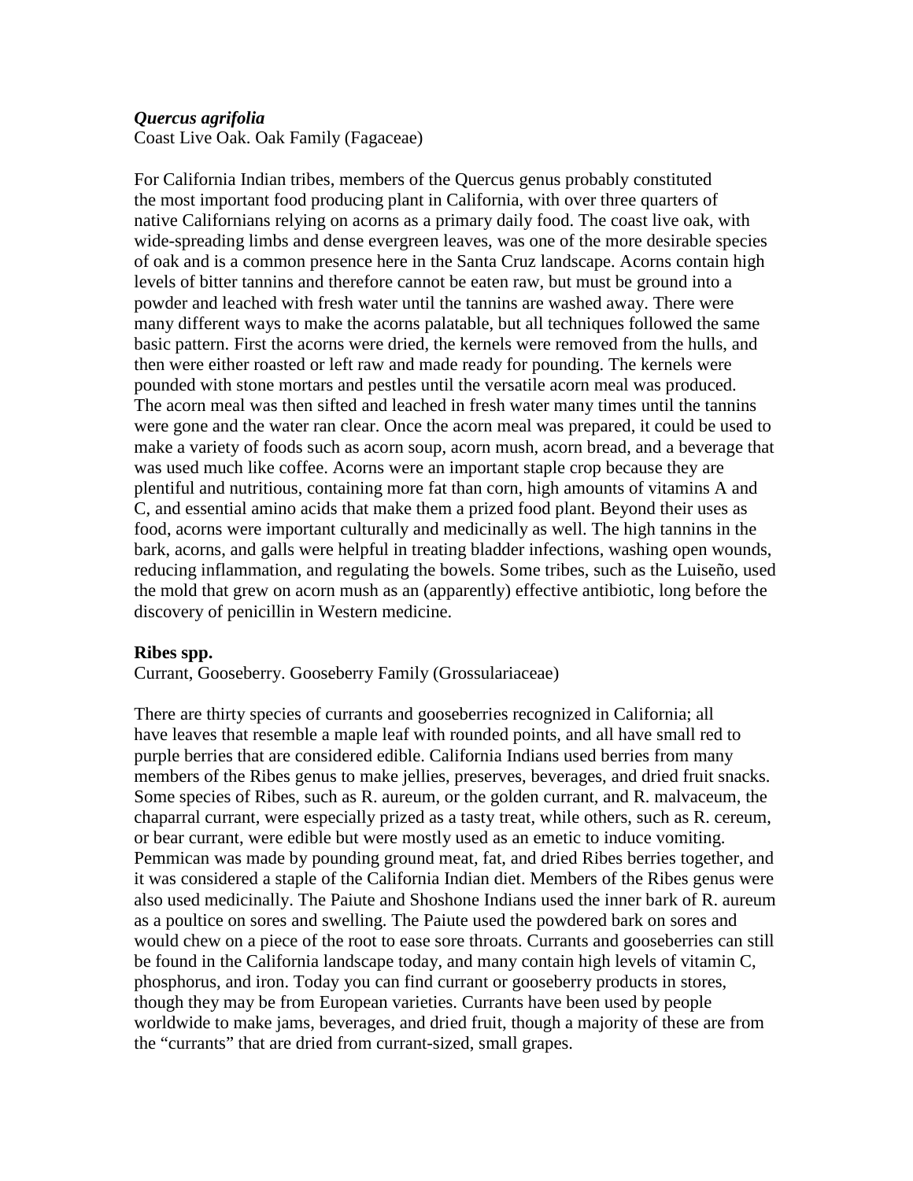***Quercus agrifolia***

Coast Live Oak. Oak Family (Fagaceae)

For California Indian tribes, members of the Quercus genus probably constituted the most important food producing plant in California, with over three quarters of native Californians relying on acorns as a primary daily food. The coast live oak, with wide-spreading limbs and dense evergreen leaves, was one of the more desirable species of oak and is a common presence here in the Santa Cruz landscape. Acorns contain high levels of bitter tannins and therefore cannot be eaten raw, but must be ground into a powder and leached with fresh water until the tannins are washed away. There were many different ways to make the acorns palatable, but all techniques followed the same basic pattern. First the acorns were dried, the kernels were removed from the hulls, and then were either roasted or left raw and made ready for pounding. The kernels were pounded with stone mortars and pestles until the versatile acorn meal was produced. The acorn meal was then sifted and leached in fresh water many times until the tannins were gone and the water ran clear. Once the acorn meal was prepared, it could be used to make a variety of foods such as acorn soup, acorn mush, acorn bread, and a beverage that was used much like coffee. Acorns were an important staple crop because they are plentiful and nutritious, containing more fat than corn, high amounts of vitamins A and C, and essential amino acids that make them a prized food plant. Beyond their uses as food, acorns were important culturally and medicinally as well. The high tannins in the bark, acorns, and galls were helpful in treating bladder infections, washing open wounds, reducing inflammation, and regulating the bowels. Some tribes, such as the Luiseño, used the mold that grew on acorn mush as an (apparently) effective antibiotic, long before the discovery of penicillin in Western medicine.

**Ribes spp.**

Currant, Gooseberry. Gooseberry Family (Grossulariaceae)

There are thirty species of currants and gooseberries recognized in California; all have leaves that resemble a maple leaf with rounded points, and all have small red to purple berries that are considered edible. California Indians used berries from many members of the Ribes genus to make jellies, preserves, beverages, and dried fruit snacks. Some species of Ribes, such as R. aureum, or the golden currant, and R. malvaceum, the chaparral currant, were especially prized as a tasty treat, while others, such as R. cereum, or bear currant, were edible but were mostly used as an emetic to induce vomiting. Pemmican was made by pounding ground meat, fat, and dried Ribes berries together, and it was considered a staple of the California Indian diet. Members of the Ribes genus were also used medicinally. The Paiute and Shoshone Indians used the inner bark of R. aureum as a poultice on sores and swelling. The Paiute used the powdered bark on sores and would chew on a piece of the root to ease sore throats. Currants and gooseberries can still be found in the California landscape today, and many contain high levels of vitamin C, phosphorus, and iron. Today you can find currant or gooseberry products in stores, though they may be from European varieties. Currants have been used by people worldwide to make jams, beverages, and dried fruit, though a majority of these are from the "currants" that are dried from currant-sized, small grapes.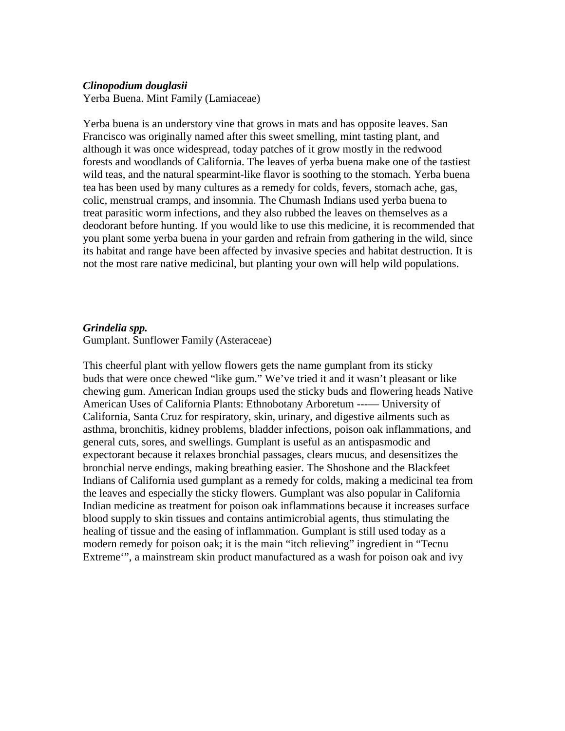***Clinopodium douglasii***
Yerba Buena. Mint Family (Lamiaceae)

Yerba buena is an understory vine that grows in mats and has opposite leaves. San Francisco was originally named after this sweet smelling, mint tasting plant, and although it was once widespread, today patches of it grow mostly in the redwood forests and woodlands of California. The leaves of yerba buena make one of the tastiest wild teas, and the natural spearmint-like flavor is soothing to the stomach. Yerba buena tea has been used by many cultures as a remedy for colds, fevers, stomach ache, gas, colic, menstrual cramps, and insomnia. The Chumash Indians used yerba buena to treat parasitic worm infections, and they also rubbed the leaves on themselves as a deodorant before hunting. If you would like to use this medicine, it is recommended that you plant some yerba buena in your garden and refrain from gathering in the wild, since its habitat and range have been affected by invasive species and habitat destruction. It is not the most rare native medicinal, but planting your own will help wild populations.

***Grindelia spp.***
Gumplant. Sunflower Family (Asteraceae)

This cheerful plant with yellow flowers gets the name gumplant from its sticky buds that were once chewed "like gum." We've tried it and it wasn't pleasant or like chewing gum. American Indian groups used the sticky buds and flowering heads Native American Uses of California Plants: Ethnobotany Arboretum --–– University of California, Santa Cruz for respiratory, skin, urinary, and digestive ailments such as asthma, bronchitis, kidney problems, bladder infections, poison oak inflammations, and general cuts, sores, and swellings. Gumplant is useful as an antispasmodic and expectorant because it relaxes bronchial passages, clears mucus, and desensitizes the bronchial nerve endings, making breathing easier. The Shoshone and the Blackfeet Indians of California used gumplant as a remedy for colds, making a medicinal tea from the leaves and especially the sticky flowers. Gumplant was also popular in California Indian medicine as treatment for poison oak inflammations because it increases surface blood supply to skin tissues and contains antimicrobial agents, thus stimulating the healing of tissue and the easing of inflammation. Gumplant is still used today as a modern remedy for poison oak; it is the main "itch relieving" ingredient in "Tecnu Extreme'", a mainstream skin product manufactured as a wash for poison oak and ivy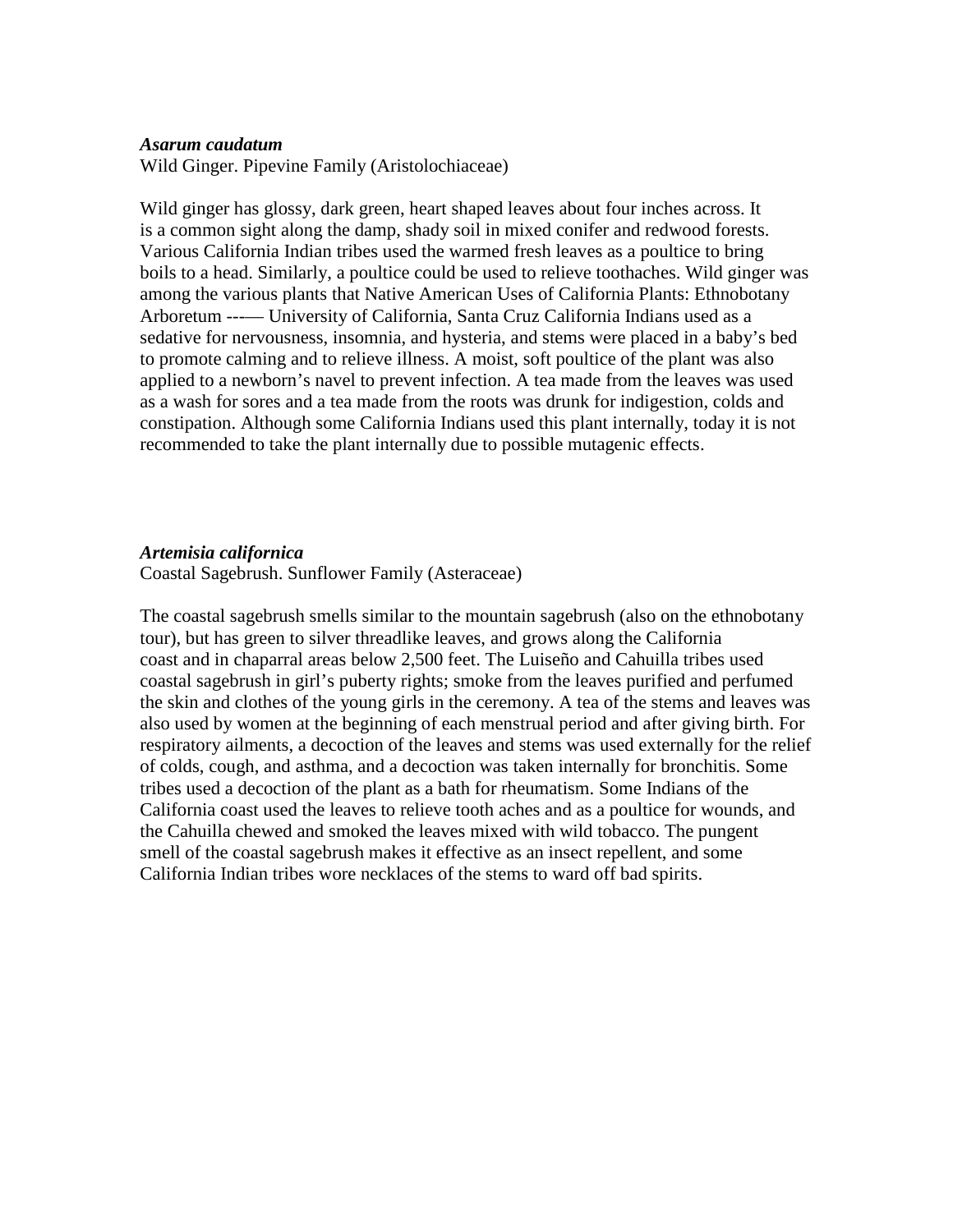***Asarum caudatum***
Wild Ginger. Pipevine Family (Aristolochiaceae)

Wild ginger has glossy, dark green, heart shaped leaves about four inches across. It is a common sight along the damp, shady soil in mixed conifer and redwood forests. Various California Indian tribes used the warmed fresh leaves as a poultice to bring boils to a head. Similarly, a poultice could be used to relieve toothaches. Wild ginger was among the various plants that Native American Uses of California Plants: Ethnobotany Arboretum ---— University of California, Santa Cruz California Indians used as a sedative for nervousness, insomnia, and hysteria, and stems were placed in a baby's bed to promote calming and to relieve illness. A moist, soft poultice of the plant was also applied to a newborn's navel to prevent infection. A tea made from the leaves was used as a wash for sores and a tea made from the roots was drunk for indigestion, colds and constipation. Although some California Indians used this plant internally, today it is not recommended to take the plant internally due to possible mutagenic effects.

***Artemisia californica***
Coastal Sagebrush. Sunflower Family (Asteraceae)

The coastal sagebrush smells similar to the mountain sagebrush (also on the ethnobotany tour), but has green to silver threadlike leaves, and grows along the California coast and in chaparral areas below 2,500 feet. The Luiseño and Cahuilla tribes used coastal sagebrush in girl's puberty rights; smoke from the leaves purified and perfumed the skin and clothes of the young girls in the ceremony. A tea of the stems and leaves was also used by women at the beginning of each menstrual period and after giving birth. For respiratory ailments, a decoction of the leaves and stems was used externally for the relief of colds, cough, and asthma, and a decoction was taken internally for bronchitis. Some tribes used a decoction of the plant as a bath for rheumatism. Some Indians of the California coast used the leaves to relieve tooth aches and as a poultice for wounds, and the Cahuilla chewed and smoked the leaves mixed with wild tobacco. The pungent smell of the coastal sagebrush makes it effective as an insect repellent, and some California Indian tribes wore necklaces of the stems to ward off bad spirits.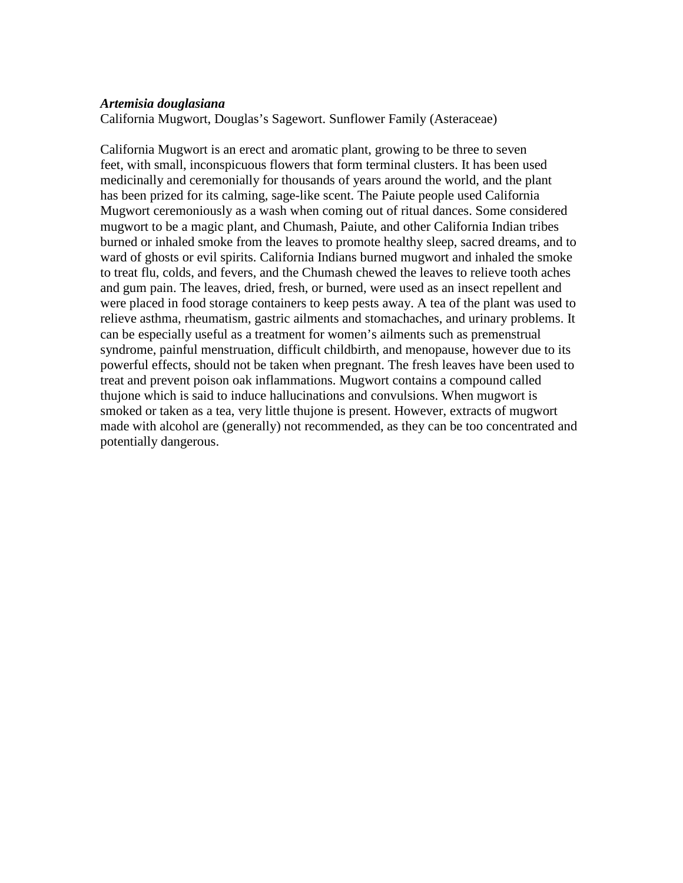***Artemisia douglasiana***
California Mugwort, Douglas's Sagewort. Sunflower Family (Asteraceae)

California Mugwort is an erect and aromatic plant, growing to be three to seven feet, with small, inconspicuous flowers that form terminal clusters. It has been used medicinally and ceremonially for thousands of years around the world, and the plant has been prized for its calming, sage-like scent. The Paiute people used California Mugwort ceremoniously as a wash when coming out of ritual dances. Some considered mugwort to be a magic plant, and Chumash, Paiute, and other California Indian tribes burned or inhaled smoke from the leaves to promote healthy sleep, sacred dreams, and to ward of ghosts or evil spirits. California Indians burned mugwort and inhaled the smoke to treat flu, colds, and fevers, and the Chumash chewed the leaves to relieve tooth aches and gum pain. The leaves, dried, fresh, or burned, were used as an insect repellent and were placed in food storage containers to keep pests away. A tea of the plant was used to relieve asthma, rheumatism, gastric ailments and stomachaches, and urinary problems. It can be especially useful as a treatment for women's ailments such as premenstrual syndrome, painful menstruation, difficult childbirth, and menopause, however due to its powerful effects, should not be taken when pregnant. The fresh leaves have been used to treat and prevent poison oak inflammations. Mugwort contains a compound called thujone which is said to induce hallucinations and convulsions. When mugwort is smoked or taken as a tea, very little thujone is present. However, extracts of mugwort made with alcohol are (generally) not recommended, as they can be too concentrated and potentially dangerous.